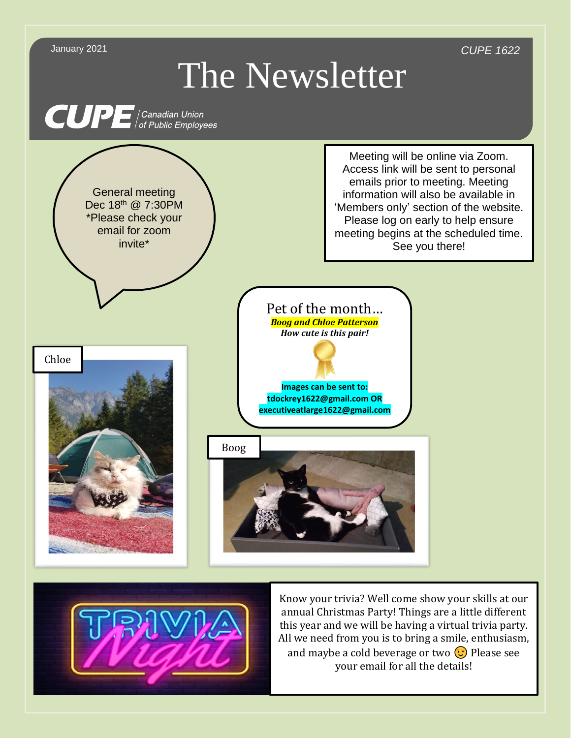January 2021

*CUPE 1622*

# The Newsletter

CUPE Canadian Union of Public Employees

General meeting
Dec 18th @ 7:30PM
\*Please check your email for zoom invite\*

Meeting will be online via Zoom. Access link will be sent to personal emails prior to meeting. Meeting information will also be available in 'Members only' section of the website. Please log on early to help ensure meeting begins at the scheduled time. See you there!

## Pet of the month…

***Boog and Chloe Patterson***

***How cute is this pair!***

**Images can be sent to:**
**tdockrey1622@gmail.com OR**
**executiveatlarge1622@gmail.com**

Chloe

Boog

Know your trivia? Well come show your skills at our annual Christmas Party! Things are a little different this year and we will be having a virtual trivia party. All we need from you is to bring a smile, enthusiasm, and maybe a cold beverage or two 😉 Please see your email for all the details!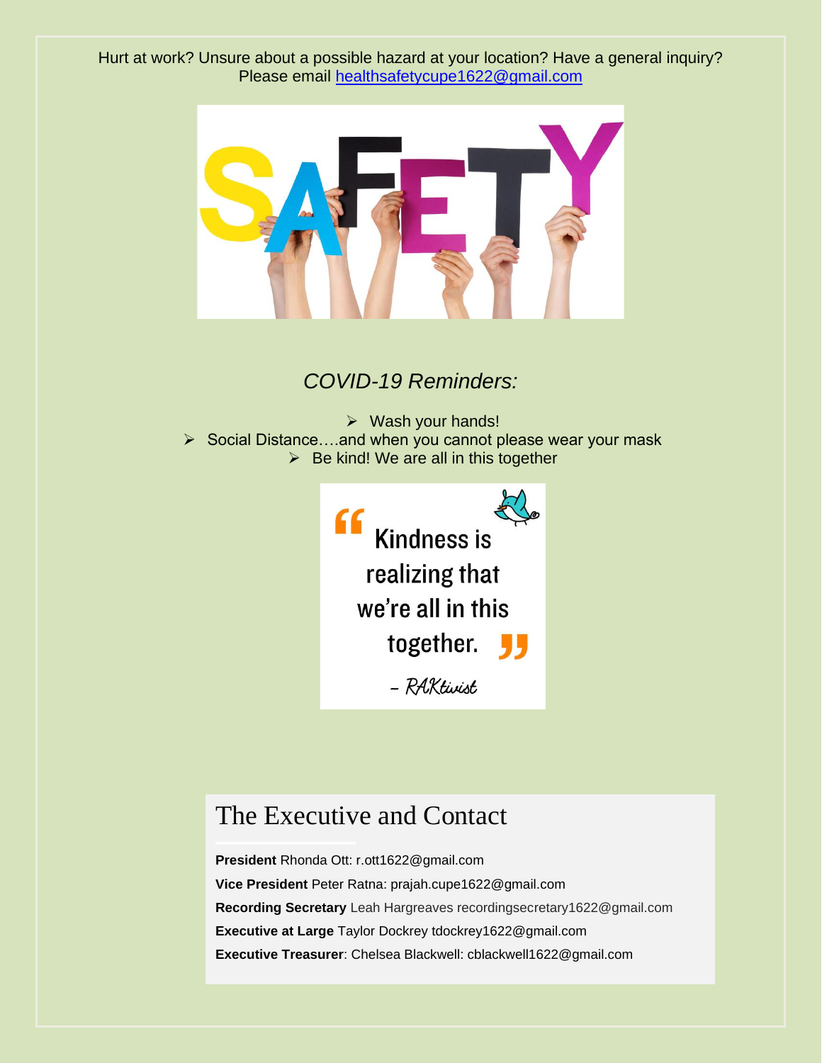Hurt at work? Unsure about a possible hazard at your location? Have a general inquiry? Please email healthsafetycupe1622@gmail.com

## *COVID-19 Reminders:*

- Wash your hands!
- Social Distance….and when you cannot please wear your mask
- Be kind! We are all in this together

## The Executive and Contact

**President** Rhonda Ott: r.ott1622@gmail.com

**Vice President** Peter Ratna: prajah.cupe1622@gmail.com

**Recording Secretary** Leah Hargreaves recordingsecretary1622@gmail.com

**Executive at Large** Taylor Dockrey tdockrey1622@gmail.com

**Executive Treasurer**: Chelsea Blackwell: cblackwell1622@gmail.com